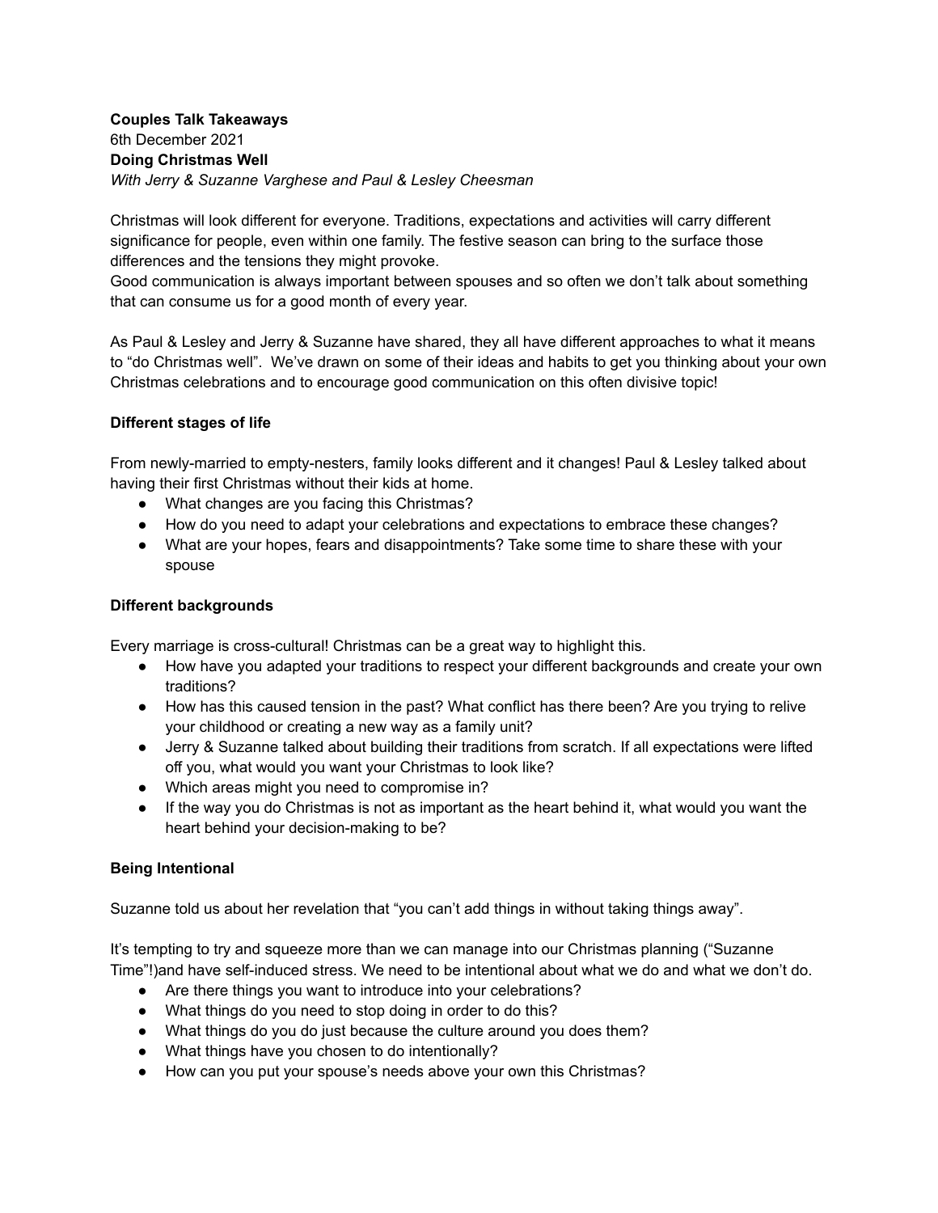**Couples Talk Takeaways**
6th December 2021
**Doing Christmas Well**
*With Jerry & Suzanne Varghese and Paul & Lesley Cheesman*

Christmas will look different for everyone. Traditions, expectations and activities will carry different significance for people, even within one family. The festive season can bring to the surface those differences and the tensions they might provoke.
Good communication is always important between spouses and so often we don't talk about something that can consume us for a good month of every year.

As Paul & Lesley and Jerry & Suzanne have shared, they all have different approaches to what it means to "do Christmas well". We've drawn on some of their ideas and habits to get you thinking about your own Christmas celebrations and to encourage good communication on this often divisive topic!

**Different stages of life**

From newly-married to empty-nesters, family looks different and it changes! Paul & Lesley talked about having their first Christmas without their kids at home.

- What changes are you facing this Christmas?
- How do you need to adapt your celebrations and expectations to embrace these changes?
- What are your hopes, fears and disappointments? Take some time to share these with your spouse

**Different backgrounds**

Every marriage is cross-cultural! Christmas can be a great way to highlight this.

- How have you adapted your traditions to respect your different backgrounds and create your own traditions?
- How has this caused tension in the past? What conflict has there been? Are you trying to relive your childhood or creating a new way as a family unit?
- Jerry & Suzanne talked about building their traditions from scratch. If all expectations were lifted off you, what would you want your Christmas to look like?
- Which areas might you need to compromise in?
- If the way you do Christmas is not as important as the heart behind it, what would you want the heart behind your decision-making to be?

**Being Intentional**

Suzanne told us about her revelation that "you can't add things in without taking things away".

It's tempting to try and squeeze more than we can manage into our Christmas planning ("Suzanne Time"!)and have self-induced stress. We need to be intentional about what we do and what we don't do.

- Are there things you want to introduce into your celebrations?
- What things do you need to stop doing in order to do this?
- What things do you do just because the culture around you does them?
- What things have you chosen to do intentionally?
- How can you put your spouse's needs above your own this Christmas?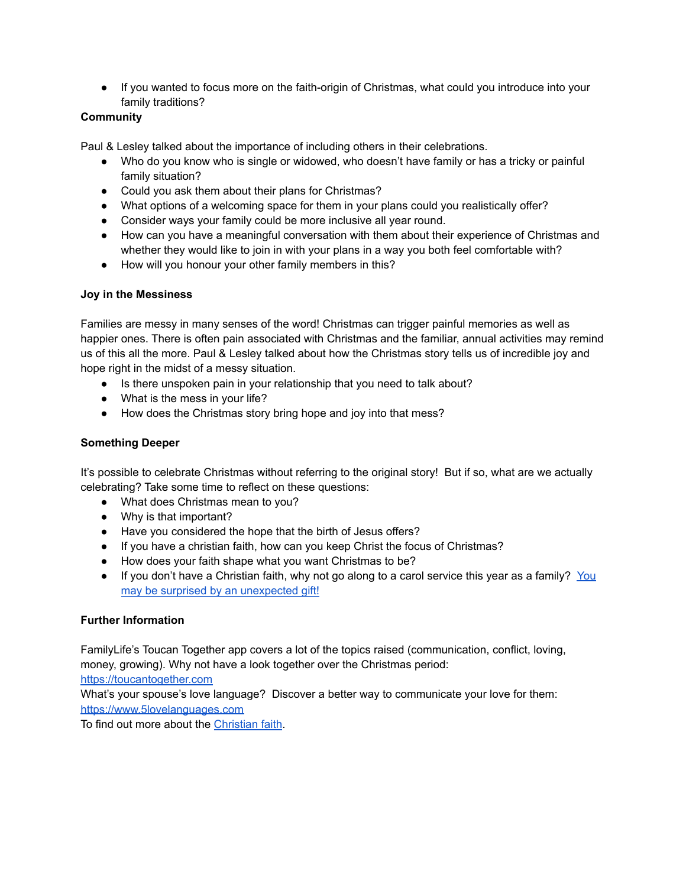- If you wanted to focus more on the faith-origin of Christmas, what could you introduce into your family traditions?

**Community**

Paul & Lesley talked about the importance of including others in their celebrations.

- Who do you know who is single or widowed, who doesn't have family or has a tricky or painful family situation?
- Could you ask them about their plans for Christmas?
- What options of a welcoming space for them in your plans could you realistically offer?
- Consider ways your family could be more inclusive all year round.
- How can you have a meaningful conversation with them about their experience of Christmas and whether they would like to join in with your plans in a way you both feel comfortable with?
- How will you honour your other family members in this?

**Joy in the Messiness**

Families are messy in many senses of the word! Christmas can trigger painful memories as well as happier ones. There is often pain associated with Christmas and the familiar, annual activities may remind us of this all the more. Paul & Lesley talked about how the Christmas story tells us of incredible joy and hope right in the midst of a messy situation.

- Is there unspoken pain in your relationship that you need to talk about?
- What is the mess in your life?
- How does the Christmas story bring hope and joy into that mess?

**Something Deeper**

It's possible to celebrate Christmas without referring to the original story! But if so, what are we actually celebrating? Take some time to reflect on these questions:

- What does Christmas mean to you?
- Why is that important?
- Have you considered the hope that the birth of Jesus offers?
- If you have a christian faith, how can you keep Christ the focus of Christmas?
- How does your faith shape what you want Christmas to be?
- If you don't have a Christian faith, why not go along to a carol service this year as a family? You may be surprised by an unexpected gift!

**Further Information**

FamilyLife's Toucan Together app covers a lot of the topics raised (communication, conflict, loving, money, growing). Why not have a look together over the Christmas period:
https://toucantogether.com
What's your spouse's love language? Discover a better way to communicate your love for them:
https://www.5lovelanguages.com
To find out more about the Christian faith.